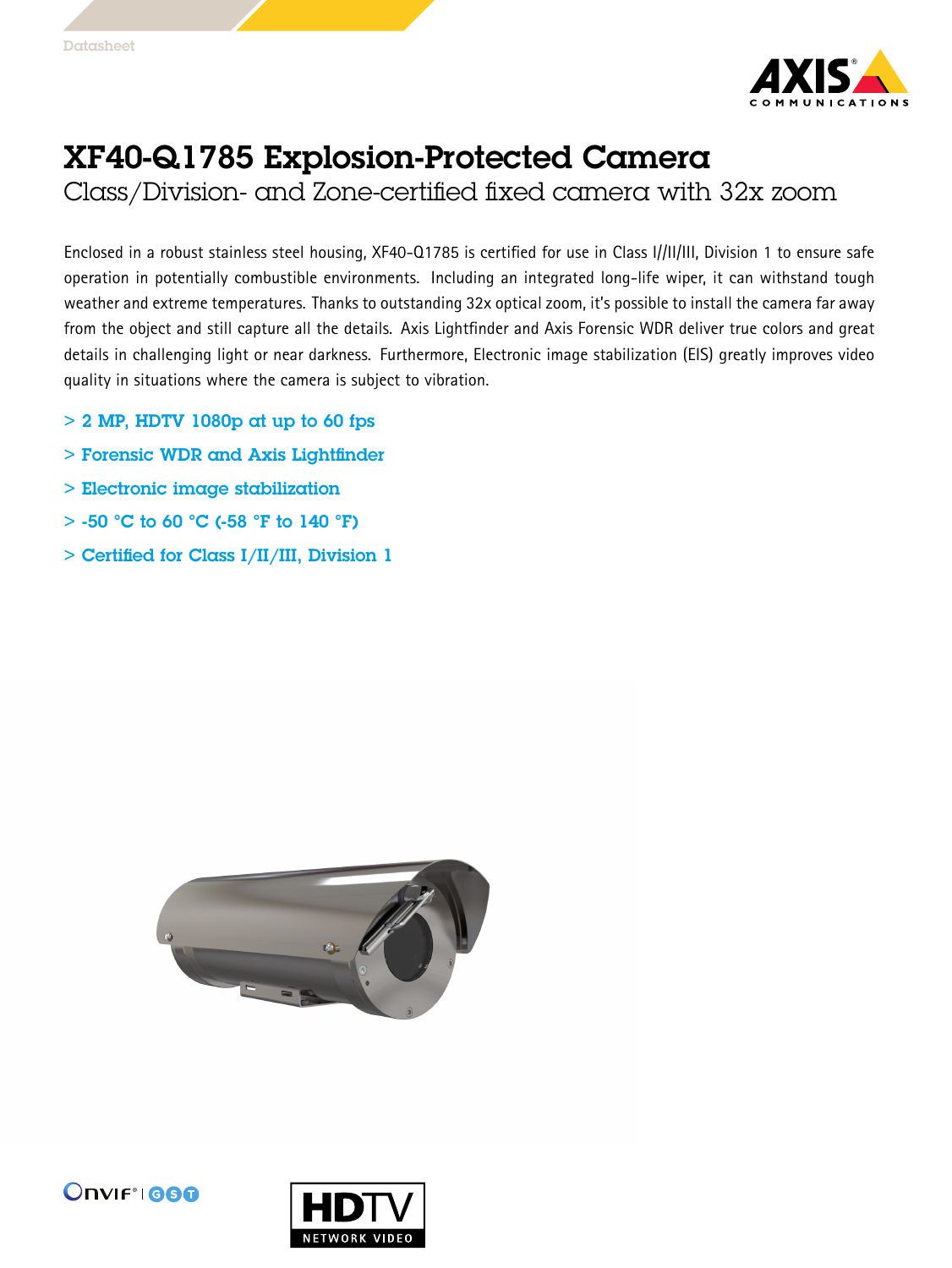Datasheet

# XF40-Q1785 Explosion-Protected Camera

## Class/Division- and Zone-certified fixed camera with 32x zoom

Enclosed in a robust stainless steel housing, XF40-Q1785 is certified for use in Class I//II/III, Division 1 to ensure safe operation in potentially combustible environments. Including an integrated long-life wiper, it can withstand tough weather and extreme temperatures. Thanks to outstanding 32x optical zoom, it's possible to install the camera far away from the object and still capture all the details. Axis Lightfinder and Axis Forensic WDR deliver true colors and great details in challenging light or near darkness. Furthermore, Electronic image stabilization (EIS) greatly improves video quality in situations where the camera is subject to vibration.

- > 2 MP, HDTV 1080p at up to 60 fps
- > Forensic WDR and Axis Lightfinder
- > Electronic image stabilization
- > -50 °C to 60 °C (-58 °F to 140 °F)
- > Certified for Class I/II/III, Division 1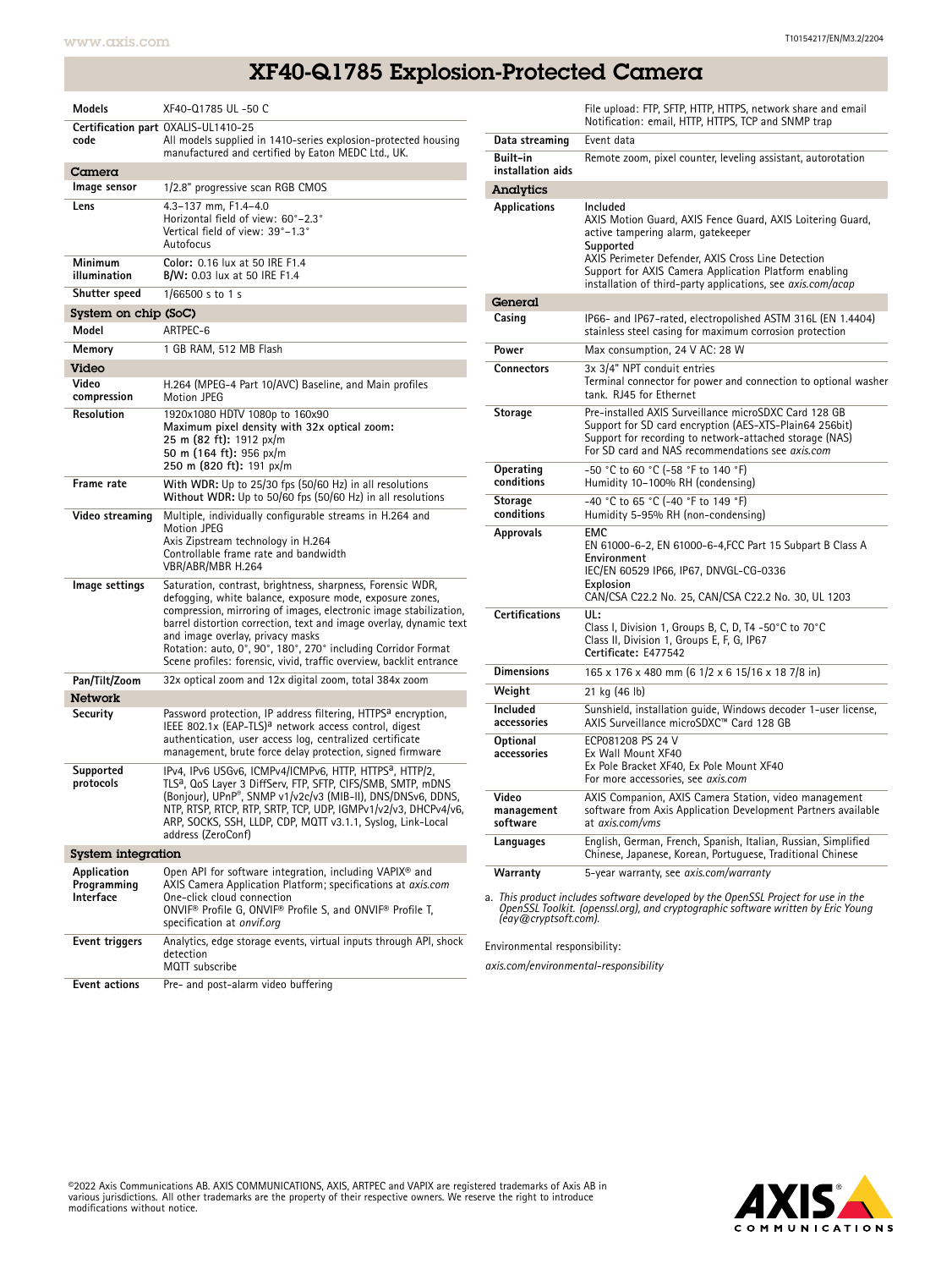# XF40-Q1785 Explosion-Protected Camera

| | |
|---|---|
| **Models** | XF40-Q1785 UL -50 C |
| **Certification part code** | OXALIS-UL1410-25<br>All models supplied in 1410-series explosion-protected housing manufactured and certified by Eaton MEDC Ltd., UK. |

## Camera

| | |
|---|---|
| **Image sensor** | 1/2.8" progressive scan RGB CMOS |
| **Lens** | 4.3–137 mm, F1.4–4.0<br>Horizontal field of view: 60°–2.3°<br>Vertical field of view: 39°–1.3°<br>Autofocus |
| **Minimum illumination** | **Color:** 0.16 lux at 50 IRE F1.4<br>**B/W:** 0.03 lux at 50 IRE F1.4 |
| **Shutter speed** | 1/66500 s to 1 s |

## System on chip (SoC)

| | |
|---|---|
| **Model** | ARTPEC-6 |
| **Memory** | 1 GB RAM, 512 MB Flash |

## Video

| | |
|---|---|
| **Video compression** | H.264 (MPEG-4 Part 10/AVC) Baseline, and Main profiles<br>Motion JPEG |
| **Resolution** | 1920x1080 HDTV 1080p to 160x90<br>**Maximum pixel density with 32x optical zoom:**<br>**25 m (82 ft):** 1912 px/m<br>**50 m (164 ft):** 956 px/m<br>**250 m (820 ft):** 191 px/m |
| **Frame rate** | **With WDR:** Up to 25/30 fps (50/60 Hz) in all resolutions<br>**Without WDR:** Up to 50/60 fps (50/60 Hz) in all resolutions |
| **Video streaming** | Multiple, individually configurable streams in H.264 and Motion JPEG<br>Axis Zipstream technology in H.264<br>Controllable frame rate and bandwidth<br>VBR/ABR/MBR H.264 |
| **Image settings** | Saturation, contrast, brightness, sharpness, Forensic WDR, defogging, white balance, exposure mode, exposure zones, compression, mirroring of images, electronic image stabilization, barrel distortion correction, text and image overlay, dynamic text and image overlay, privacy masks<br>Rotation: auto, 0°, 90°, 180°, 270° including Corridor Format<br>Scene profiles: forensic, vivid, traffic overview, backlit entrance |
| **Pan/Tilt/Zoom** | 32x optical zoom and 12x digital zoom, total 384x zoom |

## Network

| | |
|---|---|
| **Security** | Password protection, IP address filtering, HTTPS[a] encryption, IEEE 802.1x (EAP-TLS)[a] network access control, digest authentication, user access log, centralized certificate management, brute force delay protection, signed firmware |
| **Supported protocols** | IPv4, IPv6 USGv6, ICMPv4/ICMPv6, HTTP, HTTPS[a], HTTP/2, TLS[a], QoS Layer 3 DiffServ, FTP, SFTP, CIFS/SMB, SMTP, mDNS (Bonjour), UPnP®, SNMP v1/v2c/v3 (MIB-II), DNS/DNSv6, DDNS, NTP, RTSP, RTCP, RTP, SRTP, TCP, UDP, IGMPv1/v2/v3, DHCPv4/v6, ARP, SOCKS, SSH, LLDP, CDP, MQTT v3.1.1, Syslog, Link-Local address (ZeroConf) |

## System integration

| | |
|---|---|
| **Application Programming Interface** | Open API for software integration, including VAPIX® and AXIS Camera Application Platform; specifications at *axis.com*<br>One-click cloud connection<br>ONVIF® Profile G, ONVIF® Profile S, and ONVIF® Profile T, specification at *onvif.org* |
| **Event triggers** | Analytics, edge storage events, virtual inputs through API, shock detection<br>MQTT subscribe |
| **Event actions** | Pre- and post-alarm video buffering<br>File upload: FTP, SFTP, HTTP, HTTPS, network share and email<br>Notification: email, HTTP, HTTPS, TCP and SNMP trap |
| **Data streaming** | Event data |
| **Built-in installation aids** | Remote zoom, pixel counter, leveling assistant, autorotation |

## Analytics

| | |
|---|---|
| **Applications** | **Included**<br>AXIS Motion Guard, AXIS Fence Guard, AXIS Loitering Guard, active tampering alarm, gatekeeper<br>**Supported**<br>AXIS Perimeter Defender, AXIS Cross Line Detection<br>Support for AXIS Camera Application Platform enabling installation of third-party applications, see *axis.com/acap* |

## General

| | |
|---|---|
| **Casing** | IP66- and IP67-rated, electropolished ASTM 316L (EN 1.4404) stainless steel casing for maximum corrosion protection |
| **Power** | Max consumption, 24 V AC: 28 W |
| **Connectors** | 3x 3/4" NPT conduit entries<br>Terminal connector for power and connection to optional washer tank. RJ45 for Ethernet |
| **Storage** | Pre-installed AXIS Surveillance microSDXC Card 128 GB<br>Support for SD card encryption (AES-XTS-Plain64 256bit)<br>Support for recording to network-attached storage (NAS)<br>For SD card and NAS recommendations see *axis.com* |
| **Operating conditions** | -50 °C to 60 °C (-58 °F to 140 °F)<br>Humidity 10–100% RH (condensing) |
| **Storage conditions** | -40 °C to 65 °C (-40 °F to 149 °F)<br>Humidity 5-95% RH (non-condensing) |
| **Approvals** | **EMC**<br>EN 61000-6-2, EN 61000-6-4,FCC Part 15 Subpart B Class A<br>**Environment**<br>IEC/EN 60529 IP66, IP67, DNVGL-CG-0336<br>**Explosion**<br>CAN/CSA C22.2 No. 25, CAN/CSA C22.2 No. 30, UL 1203 |
| **Certifications** | **UL:**<br>Class I, Division 1, Groups B, C, D, T4 -50°C to 70°C<br>Class II, Division 1, Groups E, F, G, IP67<br>**Certificate:** E477542 |
| **Dimensions** | 165 x 176 x 480 mm (6 1/2 x 6 15/16 x 18 7/8 in) |
| **Weight** | 21 kg (46 lb) |
| **Included accessories** | Sunshield, installation guide, Windows decoder 1-user license, AXIS Surveillance microSDXC™ Card 128 GB |
| **Optional accessories** | ECP081208 PS 24 V<br>Ex Wall Mount XF40<br>Ex Pole Bracket XF40, Ex Pole Mount XF40<br>For more accessories, see *axis.com* |
| **Video management software** | AXIS Companion, AXIS Camera Station, video management software from Axis Application Development Partners available at *axis.com/vms* |
| **Languages** | English, German, French, Spanish, Italian, Russian, Simplified Chinese, Japanese, Korean, Portuguese, Traditional Chinese |
| **Warranty** | 5-year warranty, see *axis.com/warranty* |

a. *This product includes software developed by the OpenSSL Project for use in the OpenSSL Toolkit. (openssl.org), and cryptographic software written by Eric Young (eay@cryptsoft.com).*

Environmental responsibility:

*axis.com/environmental-responsibility*

©2022 Axis Communications AB. AXIS COMMUNICATIONS, AXIS, ARTPEC and VAPIX are registered trademarks of Axis AB in various jurisdictions. All other trademarks are the property of their respective owners. We reserve the right to introduce modifications without notice.